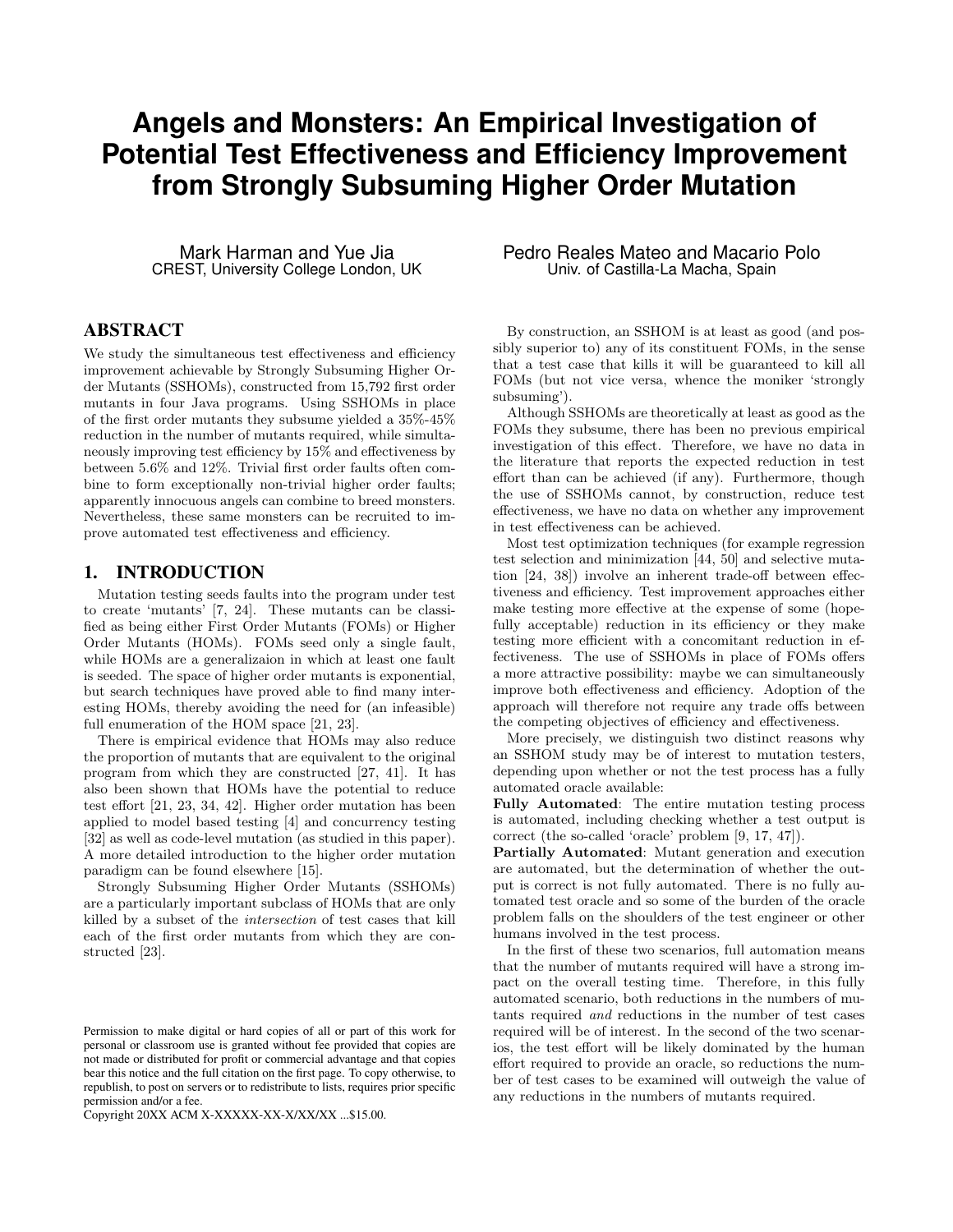# Angels and Monsters: An Empirical Investigation of Potential Test Effectiveness and Efficiency Improvement from Strongly Subsuming Higher Order Mutation

Mark Harman and Yue Jia
CREST, University College London, UK

Pedro Reales Mateo and Macario Polo
Univ. of Castilla-La Macha, Spain

## ABSTRACT

We study the simultaneous test effectiveness and efficiency improvement achievable by Strongly Subsuming Higher Order Mutants (SSHOMs), constructed from 15,792 first order mutants in four Java programs. Using SSHOMs in place of the first order mutants they subsume yielded a 35%-45% reduction in the number of mutants required, while simultaneously improving test efficiency by 15% and effectiveness by between 5.6% and 12%. Trivial first order faults often combine to form exceptionally non-trivial higher order faults; apparently innocuous angels can combine to breed monsters. Nevertheless, these same monsters can be recruited to improve automated test effectiveness and efficiency.

## 1. INTRODUCTION

Mutation testing seeds faults into the program under test to create 'mutants' [7, 24]. These mutants can be classified as being either First Order Mutants (FOMs) or Higher Order Mutants (HOMs). FOMs seed only a single fault, while HOMs are a generalizaion in which at least one fault is seeded. The space of higher order mutants is exponential, but search techniques have proved able to find many interesting HOMs, thereby avoiding the need for (an infeasible) full enumeration of the HOM space [21, 23].

There is empirical evidence that HOMs may also reduce the proportion of mutants that are equivalent to the original program from which they are constructed [27, 41]. It has also been shown that HOMs have the potential to reduce test effort [21, 23, 34, 42]. Higher order mutation has been applied to model based testing [4] and concurrency testing [32] as well as code-level mutation (as studied in this paper). A more detailed introduction to the higher order mutation paradigm can be found elsewhere [15].

Strongly Subsuming Higher Order Mutants (SSHOMs) are a particularly important subclass of HOMs that are only killed by a subset of the *intersection* of test cases that kill each of the first order mutants from which they are constructed [23].

By construction, an SSHOM is at least as good (and possibly superior to) any of its constituent FOMs, in the sense that a test case that kills it will be guaranteed to kill all FOMs (but not vice versa, whence the moniker 'strongly subsuming').

Although SSHOMs are theoretically at least as good as the FOMs they subsume, there has been no previous empirical investigation of this effect. Therefore, we have no data in the literature that reports the expected reduction in test effort than can be achieved (if any). Furthermore, though the use of SSHOMs cannot, by construction, reduce test effectiveness, we have no data on whether any improvement in test effectiveness can be achieved.

Most test optimization techniques (for example regression test selection and minimization [44, 50] and selective mutation [24, 38]) involve an inherent trade-off between effectiveness and efficiency. Test improvement approaches either make testing more effective at the expense of some (hopefully acceptable) reduction in its efficiency or they make testing more efficient with a concomitant reduction in effectiveness. The use of SSHOMs in place of FOMs offers a more attractive possibility: maybe we can simultaneously improve both effectiveness and efficiency. Adoption of the approach will therefore not require any trade offs between the competing objectives of efficiency and effectiveness.

More precisely, we distinguish two distinct reasons why an SSHOM study may be of interest to mutation testers, depending upon whether or not the test process has a fully automated oracle available:

**Fully Automated**: The entire mutation testing process is automated, including checking whether a test output is correct (the so-called 'oracle' problem [9, 17, 47]).

**Partially Automated**: Mutant generation and execution are automated, but the determination of whether the output is correct is not fully automated. There is no fully automated test oracle and so some of the burden of the oracle problem falls on the shoulders of the test engineer or other humans involved in the test process.

In the first of these two scenarios, full automation means that the number of mutants required will have a strong impact on the overall testing time. Therefore, in this fully automated scenario, both reductions in the numbers of mutants required *and* reductions in the number of test cases required will be of interest. In the second of the two scenarios, the test effort will be likely dominated by the human effort required to provide an oracle, so reductions the number of test cases to be examined will outweigh the value of any reductions in the numbers of mutants required.

Permission to make digital or hard copies of all or part of this work for personal or classroom use is granted without fee provided that copies are not made or distributed for profit or commercial advantage and that copies bear this notice and the full citation on the first page. To copy otherwise, to republish, to post on servers or to redistribute to lists, requires prior specific permission and/or a fee.
Copyright 20XX ACM X-XXXXX-XX-X/XX/XX ...$15.00.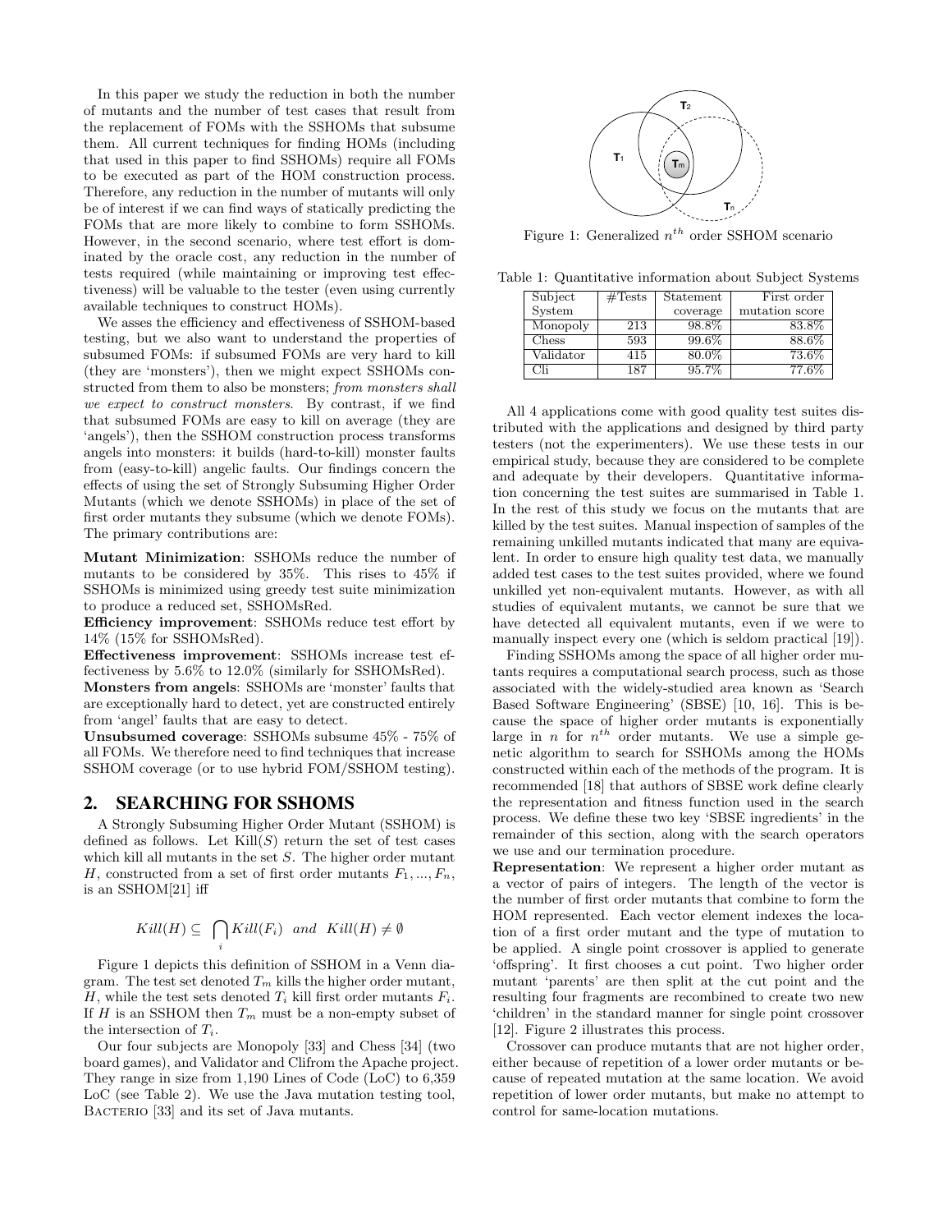In this paper we study the reduction in both the number of mutants and the number of test cases that result from the replacement of FOMs with the SSHOMs that subsume them. All current techniques for finding HOMs (including that used in this paper to find SSHOMs) require all FOMs to be executed as part of the HOM construction process. Therefore, any reduction in the number of mutants will only be of interest if we can find ways of statically predicting the FOMs that are more likely to combine to form SSHOMs. However, in the second scenario, where test effort is dominated by the oracle cost, any reduction in the number of tests required (while maintaining or improving test effectiveness) will be valuable to the tester (even using currently available techniques to construct HOMs).

We asses the efficiency and effectiveness of SSHOM-based testing, but we also want to understand the properties of subsumed FOMs: if subsumed FOMs are very hard to kill (they are 'monsters'), then we might expect SSHOMs constructed from them to also be monsters; *from monsters shall we expect to construct monsters*. By contrast, if we find that subsumed FOMs are easy to kill on average (they are 'angels'), then the SSHOM construction process transforms angels into monsters: it builds (hard-to-kill) monster faults from (easy-to-kill) angelic faults. Our findings concern the effects of using the set of Strongly Subsuming Higher Order Mutants (which we denote SSHOMs) in place of the set of first order mutants they subsume (which we denote FOMs). The primary contributions are:

**Mutant Minimization**: SSHOMs reduce the number of mutants to be considered by 35%. This rises to 45% if SSHOMs is minimized using greedy test suite minimization to produce a reduced set, SSHOMsRed.

**Efficiency improvement**: SSHOMs reduce test effort by 14% (15% for SSHOMsRed).

**Effectiveness improvement**: SSHOMs increase test effectiveness by 5.6% to 12.0% (similarly for SSHOMsRed).

**Monsters from angels**: SSHOMs are 'monster' faults that are exceptionally hard to detect, yet are constructed entirely from 'angel' faults that are easy to detect.

**Unsubsumed coverage**: SSHOMs subsume 45% - 75% of all FOMs. We therefore need to find techniques that increase SSHOM coverage (or to use hybrid FOM/SSHOM testing).

## 2. SEARCHING FOR SSHOMS

A Strongly Subsuming Higher Order Mutant (SSHOM) is defined as follows. Let Kill($S$) return the set of test cases which kill all mutants in the set $S$. The higher order mutant $H$, constructed from a set of first order mutants $F_1, ..., F_n$, is an SSHOM[21] iff

$$Kill(H) \subseteq \bigcap_i Kill(F_i) \quad and \quad Kill(H) \neq \emptyset$$

Figure 1 depicts this definition of SSHOM in a Venn diagram. The test set denoted $T_m$ kills the higher order mutant, $H$, while the test sets denoted $T_i$ kill first order mutants $F_i$. If $H$ is an SSHOM then $T_m$ must be a non-empty subset of the intersection of $T_i$.

Our four subjects are Monopoly [33] and Chess [34] (two board games), and Validator and Clifrom the Apache project. They range in size from 1,190 Lines of Code (LoC) to 6,359 LoC (see Table 2). We use the Java mutation testing tool, BACTERIO [33] and its set of Java mutants.

Figure 1: Generalized $n^{th}$ order SSHOM scenario

Table 1: Quantitative information about Subject Systems

| Subject System | #Tests | Statement coverage | First order mutation score |
|---|---|---|---|
| Monopoly | 213 | 98.8% | 83.8% |
| Chess | 593 | 99.6% | 88.6% |
| Validator | 415 | 80.0% | 73.6% |
| Cli | 187 | 95.7% | 77.6% |

All 4 applications come with good quality test suites distributed with the applications and designed by third party testers (not the experimenters). We use these tests in our empirical study, because they are considered to be complete and adequate by their developers. Quantitative information concerning the test suites are summarised in Table 1. In the rest of this study we focus on the mutants that are killed by the test suites. Manual inspection of samples of the remaining unkilled mutants indicated that many are equivalent. In order to ensure high quality test data, we manually added test cases to the test suites provided, where we found unkilled yet non-equivalent mutants. However, as with all studies of equivalent mutants, we cannot be sure that we have detected all equivalent mutants, even if we were to manually inspect every one (which is seldom practical [19]).

Finding SSHOMs among the space of all higher order mutants requires a computational search process, such as those associated with the widely-studied area known as 'Search Based Software Engineering' (SBSE) [10, 16]. This is because the space of higher order mutants is exponentially large in $n$ for $n^{th}$ order mutants. We use a simple genetic algorithm to search for SSHOMs among the HOMs constructed within each of the methods of the program. It is recommended [18] that authors of SBSE work define clearly the representation and fitness function used in the search process. We define these two key 'SBSE ingredients' in the remainder of this section, along with the search operators we use and our termination procedure.

**Representation**: We represent a higher order mutant as a vector of pairs of integers. The length of the vector is the number of first order mutants that combine to form the HOM represented. Each vector element indexes the location of a first order mutant and the type of mutation to be applied. A single point crossover is applied to generate 'offspring'. It first chooses a cut point. Two higher order mutant 'parents' are then split at the cut point and the resulting four fragments are recombined to create two new 'children' in the standard manner for single point crossover [12]. Figure 2 illustrates this process.

Crossover can produce mutants that are not higher order, either because of repetition of a lower order mutants or because of repeated mutation at the same location. We avoid repetition of lower order mutants, but make no attempt to control for same-location mutations.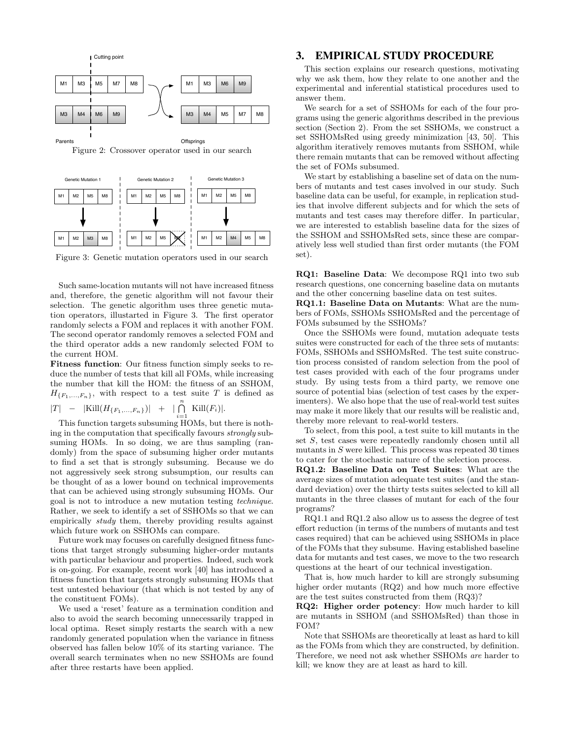Cutting point

M1 M3 M5 M7 M8

M3 M4 M6 M9

M1 M3 M6 M9

M3 M4 M5 M7 M8

Parents

Offsprings

Figure 2: Crossover operator used in our search

Genetic Mutation 1

M1 M2 M5 M8

M1 M2 M3 M8

Genetic Mutation 2

M1 M2 M5 M8

M1 M2 M5 M8

Genetic Mutation 3

M1 M2 M5 M8

M1 M2 M4 M5 M8

Figure 3: Genetic mutation operators used in our search

Such same-location mutants will not have increased fitness and, therefore, the genetic algorithm will not favour their selection. The genetic algorithm uses three genetic mutation operators, illustarted in Figure 3. The first operator randomly selects a FOM and replaces it with another FOM. The second operator randomly removes a selected FOM and the third operator adds a new randomly selected FOM to the current HOM.

**Fitness function**: Our fitness function simply seeks to reduce the number of tests that kill all FOMs, while increasing the number that kill the HOM: the fitness of an SSHOM, $H_{\{F_1,...,F_n\}}$, with respect to a test suite $T$ is defined as $|T| \;-\; |\text{Kill}(H_{\{F_1,...,F_n\}})| \;+\; |\bigcap_{i=1}^{n} \text{Kill}(F_i)|$.

This function targets subsuming HOMs, but there is nothing in the computation that specifically favours *strongly* subsuming HOMs. In so doing, we are thus sampling (randomly) from the space of subsuming higher order mutants to find a set that is strongly subsuming. Because we do not aggressively seek strong subsumption, our results can be thought of as a lower bound on technical improvements that can be achieved using strongly subsuming HOMs. Our goal is not to introduce a new mutation testing *technique*. Rather, we seek to identify a set of SSHOMs so that we can empirically *study* them, thereby providing results against which future work on SSHOMs can compare.

Future work may focuses on carefully designed fitness functions that target strongly subsuming higher-order mutants with particular behaviour and properties. Indeed, such work is on-going. For example, recent work [40] has introduced a fitness function that targets strongly subsuming HOMs that test untested behaviour (that which is not tested by any of the constituent FOMs).

We used a 'reset' feature as a termination condition and also to avoid the search becoming unnecessarily trapped in local optima. Reset simply restarts the search with a new randomly generated population when the variance in fitness observed has fallen below 10% of its starting variance. The overall search terminates when no new SSHOMs are found after three restarts have been applied.

## 3. EMPIRICAL STUDY PROCEDURE

This section explains our research questions, motivating why we ask them, how they relate to one another and the experimental and inferential statistical procedures used to answer them.

We search for a set of SSHOMs for each of the four programs using the generic algorithms described in the previous section (Section 2). From the set SSHOMs, we construct a set SSHOMsRed using greedy minimization [43, 50]. This algorithm iteratively removes mutants from SSHOM, while there remain mutants that can be removed without affecting the set of FOMs subsumed.

We start by establishing a baseline set of data on the numbers of mutants and test cases involved in our study. Such baseline data can be useful, for example, in replication studies that involve different subjects and for which the sets of mutants and test cases may therefore differ. In particular, we are interested to establish baseline data for the sizes of the SSHOM and SSHOMsRed sets, since these are comparatively less well studied than first order mutants (the FOM set).

**RQ1: Baseline Data**: We decompose RQ1 into two sub research questions, one concerning baseline data on mutants and the other concerning baseline data on test suites.

**RQ1.1: Baseline Data on Mutants**: What are the numbers of FOMs, SSHOMs SSHOMsRed and the percentage of FOMs subsumed by the SSHOMs?

Once the SSHOMs were found, mutation adequate tests suites were constructed for each of the three sets of mutants: FOMs, SSHOMs and SSHOMsRed. The test suite construction process consisted of random selection from the pool of test cases provided with each of the four programs under study. By using tests from a third party, we remove one source of potential bias (selection of test cases by the experimenters). We also hope that the use of real-world test suites may make it more likely that our results will be realistic and, thereby more relevant to real-world testers.

To select, from this pool, a test suite to kill mutants in the set $S$, test cases were repeatedly randomly chosen until all mutants in $S$ were killed. This process was repeated 30 times to cater for the stochastic nature of the selection process.

**RQ1.2: Baseline Data on Test Suites**: What are the average sizes of mutation adequate test suites (and the standard deviation) over the thirty tests suites selected to kill all mutants in the three classes of mutant for each of the four programs?

RQ1.1 and RQ1.2 also allow us to assess the degree of test effort reduction (in terms of the numbers of mutants and test cases required) that can be achieved using SSHOMs in place of the FOMs that they subsume. Having established baseline data for mutants and test cases, we move to the two research questions at the heart of our technical investigation.

That is, how much harder to kill are strongly subsuming higher order mutants (RQ2) and how much more effective are the test suites constructed from them (RQ3)?

**RQ2: Higher order potency**: How much harder to kill are mutants in SSHOM (and SSHOMsRed) than those in FOM?

Note that SSHOMs are theoretically at least as hard to kill as the FOMs from which they are constructed, by definition. Therefore, we need not ask whether SSHOMs *are* harder to kill; we know they are at least as hard to kill.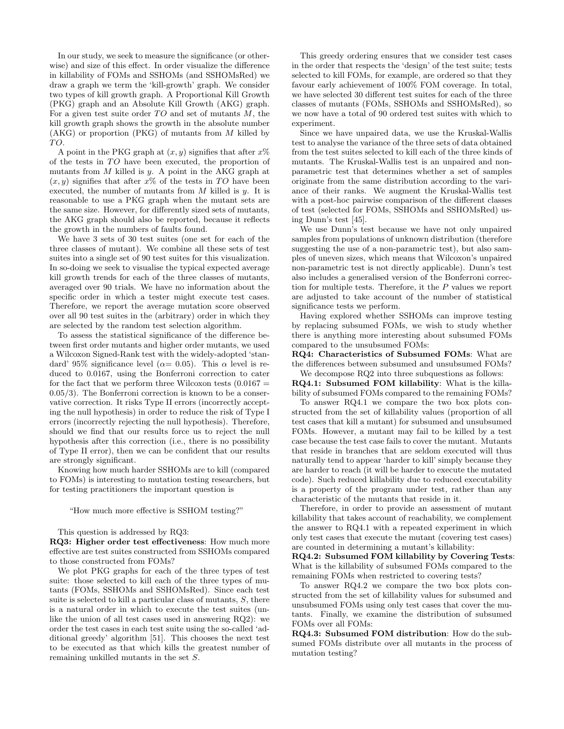In our study, we seek to measure the significance (or otherwise) and size of this effect. In order visualize the difference in killability of FOMs and SSHOMs (and SSHOMsRed) we draw a graph we term the 'kill-growth' graph. We consider two types of kill growth graph. A Proportional Kill Growth (PKG) graph and an Absolute Kill Growth (AKG) graph. For a given test suite order $TO$ and set of mutants $M$, the kill growth graph shows the growth in the absolute number (AKG) or proportion (PKG) of mutants from $M$ killed by $TO$.

A point in the PKG graph at $(x, y)$ signifies that after $x\%$ of the tests in $TO$ have been executed, the proportion of mutants from $M$ killed is $y$. A point in the AKG graph at $(x, y)$ signifies that after $x\%$ of the tests in $TO$ have been executed, the number of mutants from $M$ killed is $y$. It is reasonable to use a PKG graph when the mutant sets are the same size. However, for differently sized sets of mutants, the AKG graph should also be reported, because it reflects the growth in the numbers of faults found.

We have 3 sets of 30 test suites (one set for each of the three classes of mutant). We combine all these sets of test suites into a single set of 90 test suites for this visualization. In so-doing we seek to visualise the typical expected average kill growth trends for each of the three classes of mutants, averaged over 90 trials. We have no information about the specific order in which a tester might execute test cases. Therefore, we report the average mutation score observed over all 90 test suites in the (arbitrary) order in which they are selected by the random test selection algorithm.

To assess the statistical significance of the difference between first order mutants and higher order mutants, we used a Wilcoxon Signed-Rank test with the widely-adopted 'standard' 95% significance level ($\alpha$= 0.05). This $\alpha$ level is reduced to 0.0167, using the Bonferroni correction to cater for the fact that we perform three Wilcoxon tests ($0.0167 = 0.05/3$). The Bonferroni correction is known to be a conservative correction. It risks Type II errors (incorrectly accepting the null hypothesis) in order to reduce the risk of Type I errors (incorrectly rejecting the null hypothesis). Therefore, should we find that our results force us to reject the null hypothesis after this correction (i.e., there is no possibility of Type II error), then we can be confident that our results are strongly significant.

Knowing how much harder SSHOMs are to kill (compared to FOMs) is interesting to mutation testing researchers, but for testing practitioners the important question is

> "How much more effective is SSHOM testing?"

This question is addressed by RQ3:

**RQ3: Higher order test effectiveness**: How much more effective are test suites constructed from SSHOMs compared to those constructed from FOMs?

We plot PKG graphs for each of the three types of test suite: those selected to kill each of the three types of mutants (FOMs, SSHOMs and SSHOMsRed). Since each test suite is selected to kill a particular class of mutants, $S$, there is a natural order in which to execute the test suites (unlike the union of all test cases used in answering RQ2): we order the test cases in each test suite using the so-called 'additional greedy' algorithm [51]. This chooses the next test to be executed as that which kills the greatest number of remaining unkilled mutants in the set $S$.

This greedy ordering ensures that we consider test cases in the order that respects the 'design' of the test suite; tests selected to kill FOMs, for example, are ordered so that they favour early achievement of 100% FOM coverage. In total, we have selected 30 different test suites for each of the three classes of mutants (FOMs, SSHOMs and SSHOMsRed), so we now have a total of 90 ordered test suites with which to experiment.

Since we have unpaired data, we use the Kruskal-Wallis test to analyse the variance of the three sets of data obtained from the test suites selected to kill each of the three kinds of mutants. The Kruskal-Wallis test is an unpaired and non-parametric test that determines whether a set of samples originate from the same distribution according to the variance of their ranks. We augment the Kruskal-Wallis test with a post-hoc pairwise comparison of the different classes of test (selected for FOMs, SSHOMs and SSHOMsRed) using Dunn's test [45].

We use Dunn's test because we have not only unpaired samples from populations of unknown distribution (therefore suggesting the use of a non-parametric test), but also samples of uneven sizes, which means that Wilcoxon's unpaired non-parametric test is not directly applicable). Dunn's test also includes a generalised version of the Bonferroni correction for multiple tests. Therefore, the $P$ values we report are adjusted to take account of the number of statistical significance tests we perform.

Having explored whether SSHOMs can improve testing by replacing subsumed FOMs, we wish to study whether there is anything more interesting about subsumed FOMs compared to the unsubsumed FOMs:

**RQ4: Characteristics of Subsumed FOMs**: What are the differences between subsumed and unsubsumed FOMs?

We decompose RQ2 into three subquestions as follows:

**RQ4.1: Subsumed FOM killability**: What is the killability of subsumed FOMs compared to the remaining FOMs?

To answer RQ4.1 we compare the two box plots constructed from the set of killability values (proportion of all test cases that kill a mutant) for subsumed and unsubsumed FOMs. However, a mutant may fail to be killed by a test case because the test case fails to cover the mutant. Mutants that reside in branches that are seldom executed will thus naturally tend to appear 'harder to kill' simply because they are harder to reach (it will be harder to execute the mutated code). Such reduced killability due to reduced executability is a property of the program under test, rather than any characteristic of the mutants that reside in it.

Therefore, in order to provide an assessment of mutant killability that takes account of reachability, we complement the answer to RQ4.1 with a repeated experiment in which only test cases that execute the mutant (covering test cases) are counted in determining a mutant's killability:

**RQ4.2: Subsumed FOM killability by Covering Tests**: What is the killability of subsumed FOMs compared to the remaining FOMs when restricted to covering tests?

To answer RQ4.2 we compare the two box plots constructed from the set of killability values for subsumed and unsubsumed FOMs using only test cases that cover the mutants. Finally, we examine the distribution of subsumed FOMs over all FOMs:

**RQ4.3: Subsumed FOM distribution**: How do the subsumed FOMs distribute over all mutants in the process of mutation testing?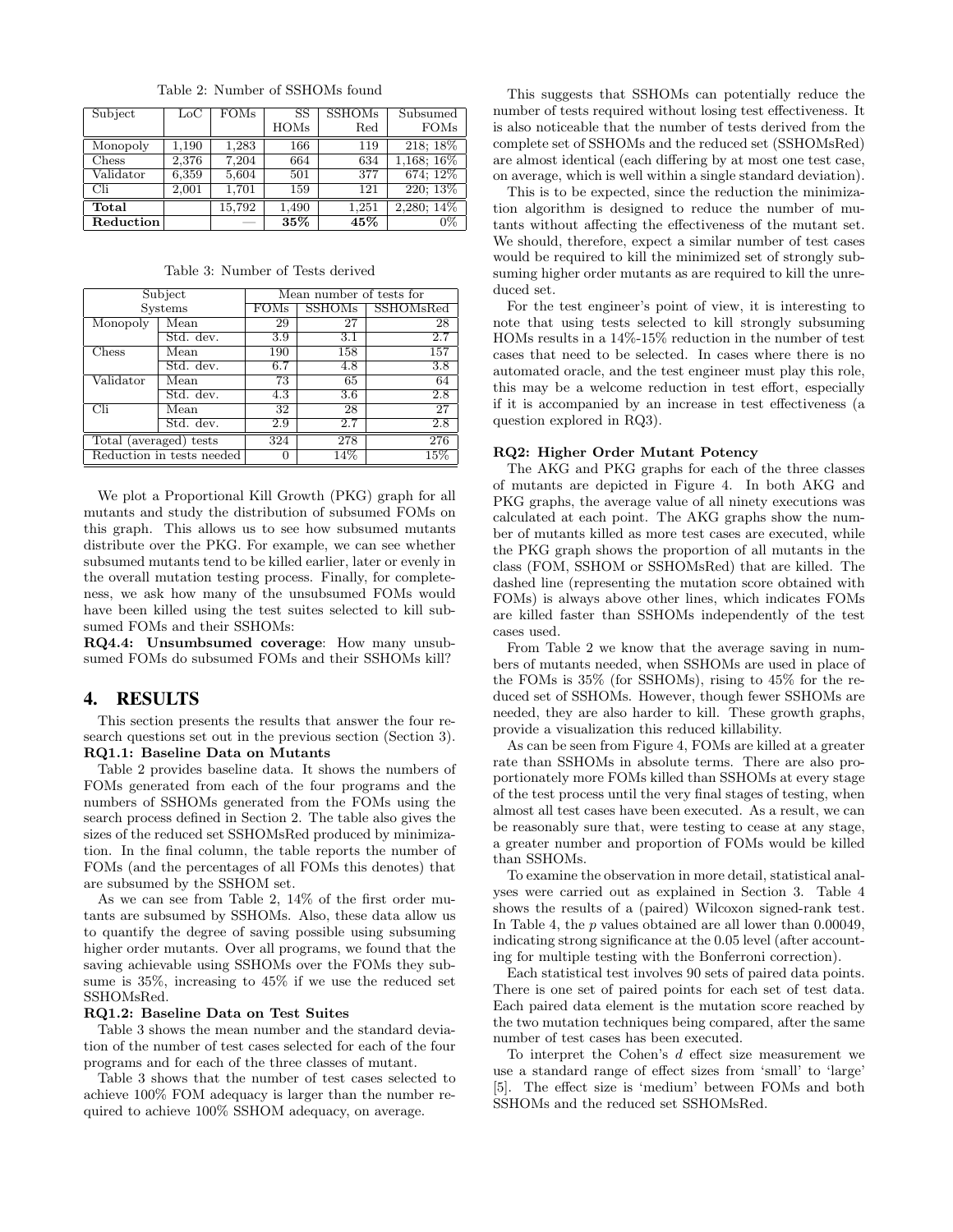Table 2: Number of SSHOMs found

| Subject | LoC | FOMs | SS HOMs | SSHOMs Red | Subsumed FOMs |
|---|---|---|---|---|---|
| Monopoly | 1,190 | 1,283 | 166 | 119 | 218; 18% |
| Chess | 2,376 | 7,204 | 664 | 634 | 1,168; 16% |
| Validator | 6,359 | 5,604 | 501 | 377 | 674; 12% |
| Cli | 2,001 | 1,701 | 159 | 121 | 220; 13% |
| **Total** | | 15,792 | 1,490 | 1,251 | 2,280; 14% |
| **Reduction** | | — | **35%** | **45%** | 0% |

Table 3: Number of Tests derived

| Subject Systems | | Mean number of tests for | | |
|---|---|---|---|---|
| | | FOMs | SSHOMs | SSHOMsRed |
| Monopoly | Mean | 29 | 27 | 28 |
| | Std. dev. | 3.9 | 3.1 | 2.7 |
| Chess | Mean | 190 | 158 | 157 |
| | Std. dev. | 6.7 | 4.8 | 3.8 |
| Validator | Mean | 73 | 65 | 64 |
| | Std. dev. | 4.3 | 3.6 | 2.8 |
| Cli | Mean | 32 | 28 | 27 |
| | Std. dev. | 2.9 | 2.7 | 2.8 |
| Total (averaged) tests | | 324 | 278 | 276 |
| Reduction in tests needed | | 0 | 14% | 15% |

We plot a Proportional Kill Growth (PKG) graph for all mutants and study the distribution of subsumed FOMs on this graph. This allows us to see how subsumed mutants distribute over the PKG. For example, we can see whether subsumed mutants tend to be killed earlier, later or evenly in the overall mutation testing process. Finally, for completeness, we ask how many of the unsubsumed FOMs would have been killed using the test suites selected to kill subsumed FOMs and their SSHOMs:

**RQ4.4: Unsumbsumed coverage**: How many unsubsumed FOMs do subsumed FOMs and their SSHOMs kill?

# 4. RESULTS

This section presents the results that answer the four research questions set out in the previous section (Section 3).

**RQ1.1: Baseline Data on Mutants**

Table 2 provides baseline data. It shows the numbers of FOMs generated from each of the four programs and the numbers of SSHOMs generated from the FOMs using the search process defined in Section 2. The table also gives the sizes of the reduced set SSHOMsRed produced by minimization. In the final column, the table reports the number of FOMs (and the percentages of all FOMs this denotes) that are subsumed by the SSHOM set.

As we can see from Table 2, 14% of the first order mutants are subsumed by SSHOMs. Also, these data allow us to quantify the degree of saving possible using subsuming higher order mutants. Over all programs, we found that the saving achievable using SSHOMs over the FOMs they subsume is 35%, increasing to 45% if we use the reduced set SSHOMsRed.

**RQ1.2: Baseline Data on Test Suites**

Table 3 shows the mean number and the standard deviation of the number of test cases selected for each of the four programs and for each of the three classes of mutant.

Table 3 shows that the number of test cases selected to achieve 100% FOM adequacy is larger than the number required to achieve 100% SSHOM adequacy, on average.

This suggests that SSHOMs can potentially reduce the number of tests required without losing test effectiveness. It is also noticeable that the number of tests derived from the complete set of SSHOMs and the reduced set (SSHOMsRed) are almost identical (each differing by at most one test case, on average, which is well within a single standard deviation).

This is to be expected, since the reduction the minimization algorithm is designed to reduce the number of mutants without affecting the effectiveness of the mutant set. We should, therefore, expect a similar number of test cases would be required to kill the minimized set of strongly subsuming higher order mutants as are required to kill the unreduced set.

For the test engineer's point of view, it is interesting to note that using tests selected to kill strongly subsuming HOMs results in a 14%-15% reduction in the number of test cases that need to be selected. In cases where there is no automated oracle, and the test engineer must play this role, this may be a welcome reduction in test effort, especially if it is accompanied by an increase in test effectiveness (a question explored in RQ3).

**RQ2: Higher Order Mutant Potency**

The AKG and PKG graphs for each of the three classes of mutants are depicted in Figure 4. In both AKG and PKG graphs, the average value of all ninety executions was calculated at each point. The AKG graphs show the number of mutants killed as more test cases are executed, while the PKG graph shows the proportion of all mutants in the class (FOM, SSHOM or SSHOMsRed) that are killed. The dashed line (representing the mutation score obtained with FOMs) is always above other lines, which indicates FOMs are killed faster than SSHOMs independently of the test cases used.

From Table 2 we know that the average saving in numbers of mutants needed, when SSHOMs are used in place of the FOMs is 35% (for SSHOMs), rising to 45% for the reduced set of SSHOMs. However, though fewer SSHOMs are needed, they are also harder to kill. These growth graphs, provide a visualization this reduced killability.

As can be seen from Figure 4, FOMs are killed at a greater rate than SSHOMs in absolute terms. There are also proportionately more FOMs killed than SSHOMs at every stage of the test process until the very final stages of testing, when almost all test cases have been executed. As a result, we can be reasonably sure that, were testing to cease at any stage, a greater number and proportion of FOMs would be killed than SSHOMs.

To examine the observation in more detail, statistical analyses were carried out as explained in Section 3. Table 4 shows the results of a (paired) Wilcoxon signed-rank test. In Table 4, the $p$ values obtained are all lower than 0.00049, indicating strong significance at the 0.05 level (after accounting for multiple testing with the Bonferroni correction).

Each statistical test involves 90 sets of paired data points. There is one set of paired points for each set of test data. Each paired data element is the mutation score reached by the two mutation techniques being compared, after the same number of test cases has been executed.

To interpret the Cohen's $d$ effect size measurement we use a standard range of effect sizes from 'small' to 'large' [5]. The effect size is 'medium' between FOMs and both SSHOMs and the reduced set SSHOMsRed.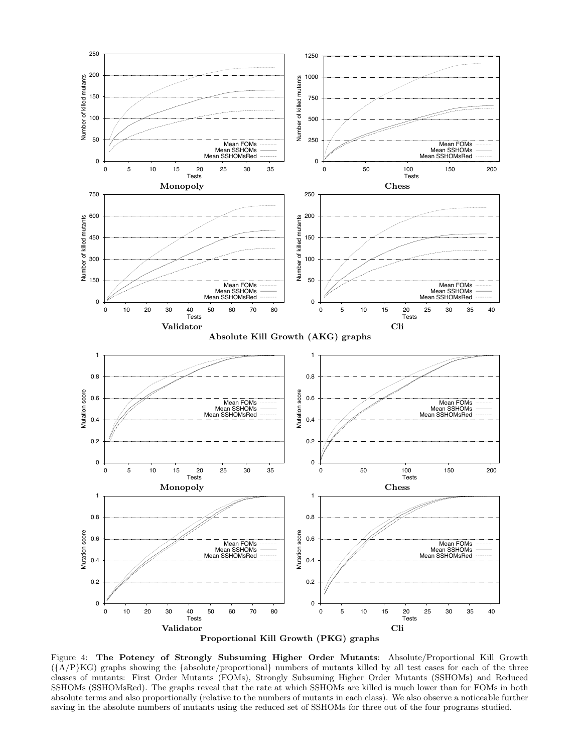Absolute Kill Growth (AKG) graphs

Proportional Kill Growth (PKG) graphs

Figure 4: **The Potency of Strongly Subsuming Higher Order Mutants**: Absolute/Proportional Kill Growth ({A/P}KG) graphs showing the {absolute/proportional} numbers of mutants killed by all test cases for each of the three classes of mutants: First Order Mutants (FOMs), Strongly Subsuming Higher Order Mutants (SSHOMs) and Reduced SSHOMs (SSHOMsRed). The graphs reveal that the rate at which SSHOMs are killed is much lower than for FOMs in both absolute terms and also proportionally (relative to the numbers of mutants in each class). We also observe a noticeable further saving in the absolute numbers of mutants using the reduced set of SSHOMs for three out of the four programs studied.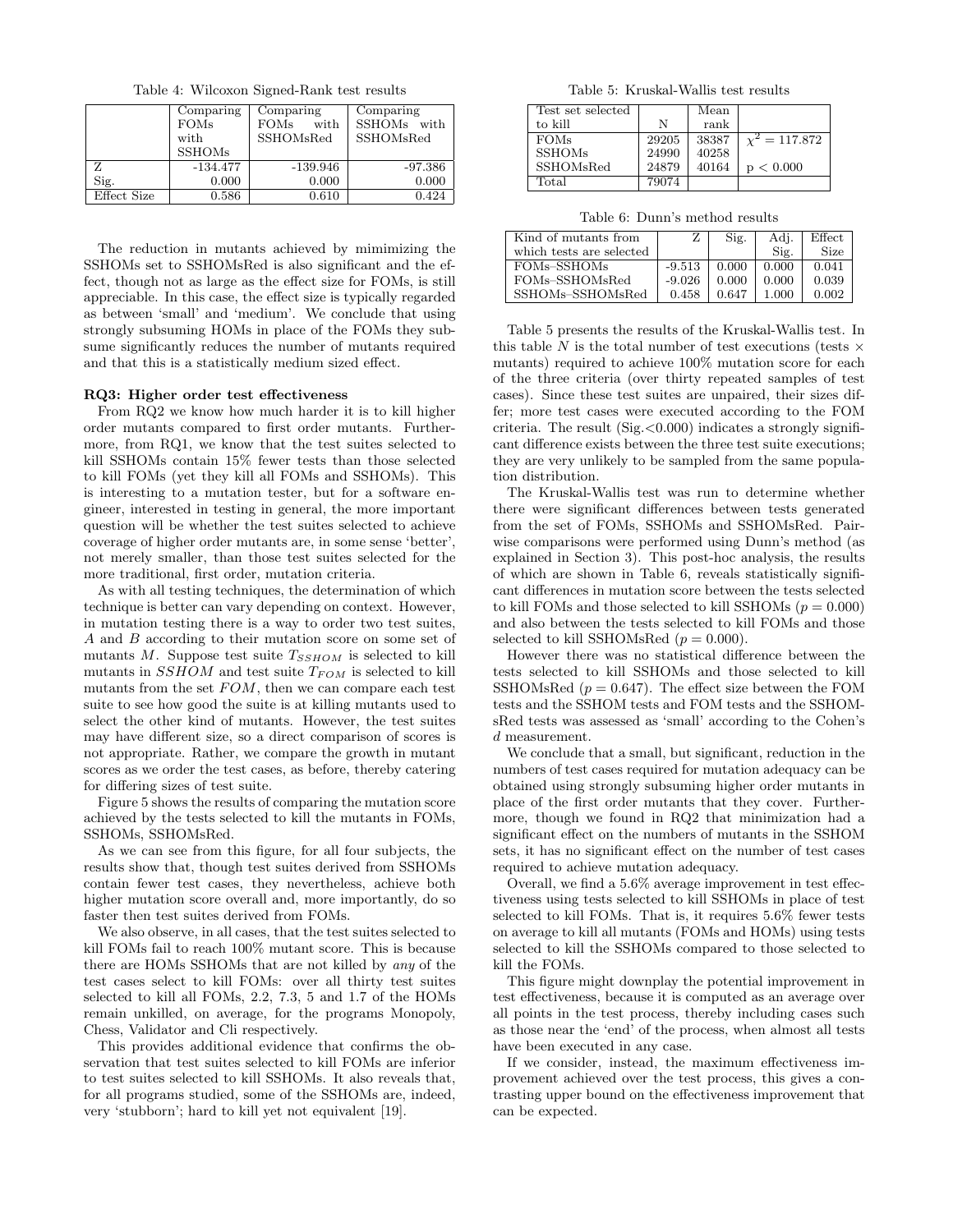Table 4: Wilcoxon Signed-Rank test results

| | Comparing FOMs with SSHOMs | Comparing FOMs with SSHOMsRed | Comparing SSHOMs with SSHOMsRed |
|---|---|---|---|
| Z | -134.477 | -139.946 | -97.386 |
| Sig. | 0.000 | 0.000 | 0.000 |
| Effect Size | 0.586 | 0.610 | 0.424 |

The reduction in mutants achieved by mimimizing the SSHOMs set to SSHOMsRed is also significant and the effect, though not as large as the effect size for FOMs, is still appreciable. In this case, the effect size is typically regarded as between 'small' and 'medium'. We conclude that using strongly subsuming HOMs in place of the FOMs they subsume significantly reduces the number of mutants required and that this is a statistically medium sized effect.

**RQ3: Higher order test effectiveness**

From RQ2 we know how much harder it is to kill higher order mutants compared to first order mutants. Furthermore, from RQ1, we know that the test suites selected to kill SSHOMs contain 15% fewer tests than those selected to kill FOMs (yet they kill all FOMs and SSHOMs). This is interesting to a mutation tester, but for a software engineer, interested in testing in general, the more important question will be whether the test suites selected to achieve coverage of higher order mutants are, in some sense 'better', not merely smaller, than those test suites selected for the more traditional, first order, mutation criteria.

As with all testing techniques, the determination of which technique is better can vary depending on context. However, in mutation testing there is a way to order two test suites, $A$ and $B$ according to their mutation score on some set of mutants $M$. Suppose test suite $T_{SSHOM}$ is selected to kill mutants in $SSHOM$ and test suite $T_{FOM}$ is selected to kill mutants from the set $FOM$, then we can compare each test suite to see how good the suite is at killing mutants used to select the other kind of mutants. However, the test suites may have different size, so a direct comparison of scores is not appropriate. Rather, we compare the growth in mutant scores as we order the test cases, as before, thereby catering for differing sizes of test suite.

Figure 5 shows the results of comparing the mutation score achieved by the tests selected to kill the mutants in FOMs, SSHOMs, SSHOMsRed.

As we can see from this figure, for all four subjects, the results show that, though test suites derived from SSHOMs contain fewer test cases, they nevertheless, achieve both higher mutation score overall and, more importantly, do so faster then test suites derived from FOMs.

We also observe, in all cases, that the test suites selected to kill FOMs fail to reach 100% mutant score. This is because there are HOMs SSHOMs that are not killed by *any* of the test cases select to kill FOMs: over all thirty test suites selected to kill all FOMs, 2.2, 7.3, 5 and 1.7 of the HOMs remain unkilled, on average, for the programs Monopoly, Chess, Validator and Cli respectively.

This provides additional evidence that confirms the observation that test suites selected to kill FOMs are inferior to test suites selected to kill SSHOMs. It also reveals that, for all programs studied, some of the SSHOMs are, indeed, very 'stubborn'; hard to kill yet not equivalent [19].

Table 5: Kruskal-Wallis test results

| Test set selected to kill | N | Mean rank | |
|---|---|---|---|
| FOMs | 29205 | 38387 | $\chi^2 = 117.872$ |
| SSHOMs | 24990 | 40258 | |
| SSHOMsRed | 24879 | 40164 | $p < 0.000$ |
| Total | 79074 | | |

Table 6: Dunn's method results

| Kind of mutants from which tests are selected | Z | Sig. | Adj. Sig. | Effect Size |
|---|---|---|---|---|
| FOMs–SSHOMs | -9.513 | 0.000 | 0.000 | 0.041 |
| FOMs–SSHOMsRed | -9.026 | 0.000 | 0.000 | 0.039 |
| SSHOMs–SSHOMsRed | 0.458 | 0.647 | 1.000 | 0.002 |

Table 5 presents the results of the Kruskal-Wallis test. In this table $N$ is the total number of test executions (tests $\times$ mutants) required to achieve 100% mutation score for each of the three criteria (over thirty repeated samples of test cases). Since these test suites are unpaired, their sizes differ; more test cases were executed according to the FOM criteria. The result (Sig.<0.000) indicates a strongly significant difference exists between the three test suite executions; they are very unlikely to be sampled from the same population distribution.

The Kruskal-Wallis test was run to determine whether there were significant differences between tests generated from the set of FOMs, SSHOMs and SSHOMsRed. Pairwise comparisons were performed using Dunn's method (as explained in Section 3). This post-hoc analysis, the results of which are shown in Table 6, reveals statistically significant differences in mutation score between the tests selected to kill FOMs and those selected to kill SSHOMs ($p = 0.000$) and also between the tests selected to kill FOMs and those selected to kill SSHOMsRed ($p = 0.000$).

However there was no statistical difference between the tests selected to kill SSHOMs and those selected to kill SSHOMsRed ($p = 0.647$). The effect size between the FOM tests and the SSHOM tests and FOM tests and the SSHOMsRed tests was assessed as 'small' according to the Cohen's $d$ measurement.

We conclude that a small, but significant, reduction in the numbers of test cases required for mutation adequacy can be obtained using strongly subsuming higher order mutants in place of the first order mutants that they cover. Furthermore, though we found in RQ2 that minimization had a significant effect on the numbers of mutants in the SSHOM sets, it has no significant effect on the number of test cases required to achieve mutation adequacy.

Overall, we find a 5.6% average improvement in test effectiveness using tests selected to kill SSHOMs in place of test selected to kill FOMs. That is, it requires 5.6% fewer tests on average to kill all mutants (FOMs and HOMs) using tests selected to kill the SSHOMs compared to those selected to kill the FOMs.

This figure might downplay the potential improvement in test effectiveness, because it is computed as an average over all points in the test process, thereby including cases such as those near the 'end' of the process, when almost all tests have been executed in any case.

If we consider, instead, the maximum effectiveness improvement achieved over the test process, this gives a contrasting upper bound on the effectiveness improvement that can be expected.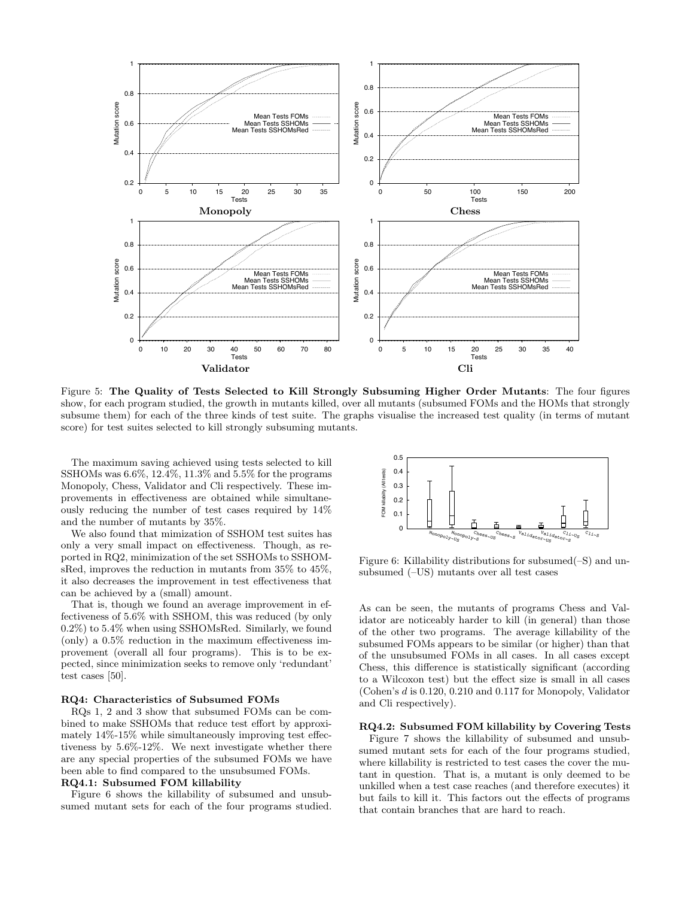Figure 5: **The Quality of Tests Selected to Kill Strongly Subsuming Higher Order Mutants**: The four figures show, for each program studied, the growth in mutants killed, over all mutants (subsumed FOMs and the HOMs that strongly subsume them) for each of the three kinds of test suite. The graphs visualise the increased test quality (in terms of mutant score) for test suites selected to kill strongly subsuming mutants.

The maximum saving achieved using tests selected to kill SSHOMs was 6.6%, 12.4%, 11.3% and 5.5% for the programs Monopoly, Chess, Validator and Cli respectively. These improvements in effectiveness are obtained while simultaneously reducing the number of test cases required by 14% and the number of mutants by 35%.

We also found that mimization of SSHOM test suites has only a very small impact on effectiveness. Though, as reported in RQ2, minimization of the set SSHOMs to SSHOMsRed, improves the reduction in mutants from 35% to 45%, it also decreases the improvement in test effectiveness that can be achieved by a (small) amount.

That is, though we found an average improvement in effectiveness of 5.6% with SSHOM, this was reduced (by only 0.2%) to 5.4% when using SSHOMsRed. Similarly, we found (only) a 0.5% reduction in the maximum effectiveness improvement (overall all four programs). This is to be expected, since minimization seeks to remove only 'redundant' test cases [50].

### RQ4: Characteristics of Subsumed FOMs

RQs 1, 2 and 3 show that subsumed FOMs can be combined to make SSHOMs that reduce test effort by approximately 14%-15% while simultaneously improving test effectiveness by 5.6%-12%. We next investigate whether there are any special properties of the subsumed FOMs we have been able to find compared to the unsubsumed FOMs.

### RQ4.1: Subsumed FOM killability

Figure 6 shows the killability of subsumed and unsubsumed mutant sets for each of the four programs studied.

Figure 6: Killability distributions for subsumed(–S) and unsubsumed (–US) mutants over all test cases

As can be seen, the mutants of programs Chess and Validator are noticeably harder to kill (in general) than those of the other two programs. The average killability of the subsumed FOMs appears to be similar (or higher) than that of the unsubsumed FOMs in all cases. In all cases except Chess, this difference is statistically significant (according to a Wilcoxon test) but the effect size is small in all cases (Cohen's $d$ is 0.120, 0.210 and 0.117 for Monopoly, Validator and Cli respectively).

### RQ4.2: Subsumed FOM killability by Covering Tests

Figure 7 shows the killability of subsumed and unsubsumed mutant sets for each of the four programs studied, where killability is restricted to test cases the cover the mutant in question. That is, a mutant is only deemed to be unkilled when a test case reaches (and therefore executes) it but fails to kill it. This factors out the effects of programs that contain branches that are hard to reach.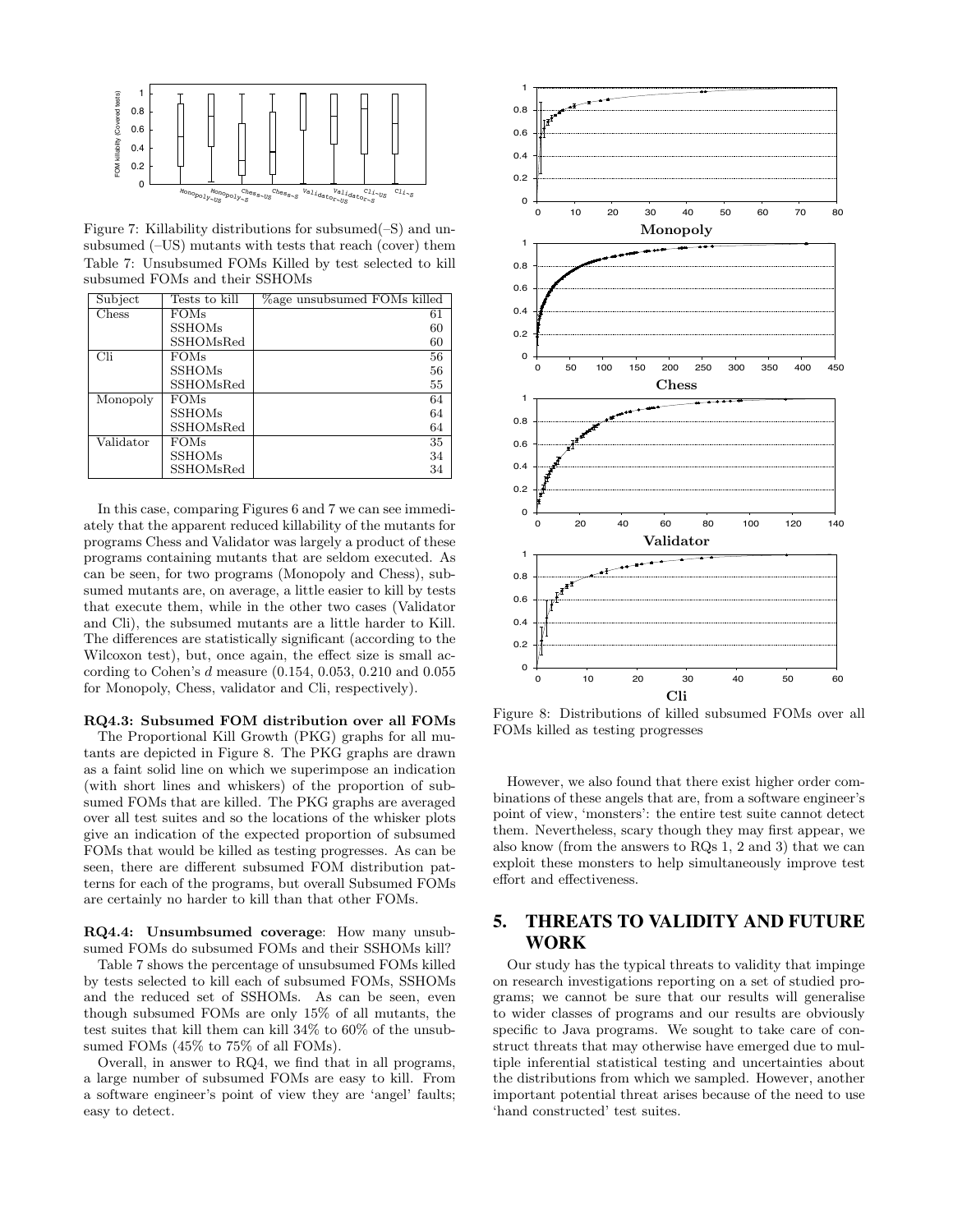Figure 7: Killability distributions for subsumed(–S) and unsubsumed (–US) mutants with tests that reach (cover) them

Table 7: Unsubsumed FOMs Killed by test selected to kill subsumed FOMs and their SSHOMs

| Subject | Tests to kill | %age unsubsumed FOMs killed |
|---|---|---|
| Chess | FOMs | 61 |
| | SSHOMs | 60 |
| | SSHOMsRed | 60 |
| Cli | FOMs | 56 |
| | SSHOMs | 56 |
| | SSHOMsRed | 55 |
| Monopoly | FOMs | 64 |
| | SSHOMs | 64 |
| | SSHOMsRed | 64 |
| Validator | FOMs | 35 |
| | SSHOMs | 34 |
| | SSHOMsRed | 34 |

In this case, comparing Figures 6 and 7 we can see immediately that the apparent reduced killability of the mutants for programs Chess and Validator was largely a product of these programs containing mutants that are seldom executed. As can be seen, for two programs (Monopoly and Chess), subsumed mutants are, on average, a little easier to kill by tests that execute them, while in the other two cases (Validator and Cli), the subsumed mutants are a little harder to Kill. The differences are statistically significant (according to the Wilcoxon test), but, once again, the effect size is small according to Cohen's $d$ measure (0.154, 0.053, 0.210 and 0.055 for Monopoly, Chess, validator and Cli, respectively).

**RQ4.3: Subsumed FOM distribution over all FOMs**

The Proportional Kill Growth (PKG) graphs for all mutants are depicted in Figure 8. The PKG graphs are drawn as a faint solid line on which we superimpose an indication (with short lines and whiskers) of the proportion of subsumed FOMs that are killed. The PKG graphs are averaged over all test suites and so the locations of the whisker plots give an indication of the expected proportion of subsumed FOMs that would be killed as testing progresses. As can be seen, there are different subsumed FOM distribution patterns for each of the programs, but overall Subsumed FOMs are certainly no harder to kill than that other FOMs.

**RQ4.4: Unsumbsumed coverage**: How many unsubsumed FOMs do subsumed FOMs and their SSHOMs kill?

Table 7 shows the percentage of unsubsumed FOMs killed by tests selected to kill each of subsumed FOMs, SSHOMs and the reduced set of SSHOMs. As can be seen, even though subsumed FOMs are only 15% of all mutants, the test suites that kill them can kill 34% to 60% of the unsubsumed FOMs (45% to 75% of all FOMs).

Overall, in answer to RQ4, we find that in all programs, a large number of subsumed FOMs are easy to kill. From a software engineer's point of view they are 'angel' faults; easy to detect.

Figure 8: Distributions of killed subsumed FOMs over all FOMs killed as testing progresses

However, we also found that there exist higher order combinations of these angels that are, from a software engineer's point of view, 'monsters': the entire test suite cannot detect them. Nevertheless, scary though they may first appear, we also know (from the answers to RQs 1, 2 and 3) that we can exploit these monsters to help simultaneously improve test effort and effectiveness.

## 5. THREATS TO VALIDITY AND FUTURE WORK

Our study has the typical threats to validity that impinge on research investigations reporting on a set of studied programs; we cannot be sure that our results will generalise to wider classes of programs and our results are obviously specific to Java programs. We sought to take care of construct threats that may otherwise have emerged due to multiple inferential statistical testing and uncertainties about the distributions from which we sampled. However, another important potential threat arises because of the need to use 'hand constructed' test suites.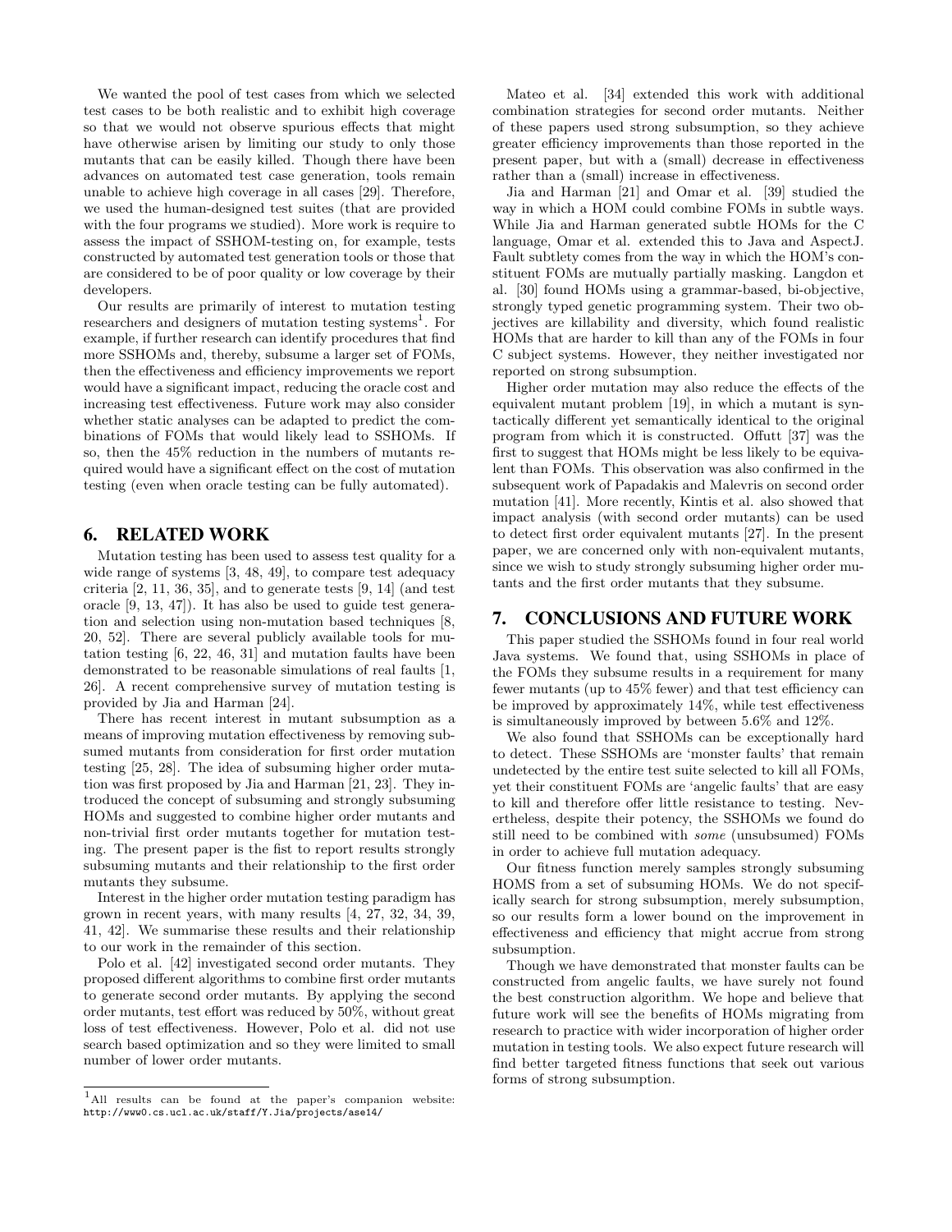We wanted the pool of test cases from which we selected test cases to be both realistic and to exhibit high coverage so that we would not observe spurious effects that might have otherwise arisen by limiting our study to only those mutants that can be easily killed. Though there have been advances on automated test case generation, tools remain unable to achieve high coverage in all cases [29]. Therefore, we used the human-designed test suites (that are provided with the four programs we studied). More work is require to assess the impact of SSHOM-testing on, for example, tests constructed by automated test generation tools or those that are considered to be of poor quality or low coverage by their developers.

Our results are primarily of interest to mutation testing researchers and designers of mutation testing systems[1]. For example, if further research can identify procedures that find more SSHOMs and, thereby, subsume a larger set of FOMs, then the effectiveness and efficiency improvements we report would have a significant impact, reducing the oracle cost and increasing test effectiveness. Future work may also consider whether static analyses can be adapted to predict the combinations of FOMs that would likely lead to SSHOMs. If so, then the 45% reduction in the numbers of mutants required would have a significant effect on the cost of mutation testing (even when oracle testing can be fully automated).

## 6. RELATED WORK

Mutation testing has been used to assess test quality for a wide range of systems [3, 48, 49], to compare test adequacy criteria [2, 11, 36, 35], and to generate tests [9, 14] (and test oracle [9, 13, 47]). It has also be used to guide test generation and selection using non-mutation based techniques [8, 20, 52]. There are several publicly available tools for mutation testing [6, 22, 46, 31] and mutation faults have been demonstrated to be reasonable simulations of real faults [1, 26]. A recent comprehensive survey of mutation testing is provided by Jia and Harman [24].

There has recent interest in mutant subsumption as a means of improving mutation effectiveness by removing subsumed mutants from consideration for first order mutation testing [25, 28]. The idea of subsuming higher order mutation was first proposed by Jia and Harman [21, 23]. They introduced the concept of subsuming and strongly subsuming HOMs and suggested to combine higher order mutants and non-trivial first order mutants together for mutation testing. The present paper is the fist to report results strongly subsuming mutants and their relationship to the first order mutants they subsume.

Interest in the higher order mutation testing paradigm has grown in recent years, with many results [4, 27, 32, 34, 39, 41, 42]. We summarise these results and their relationship to our work in the remainder of this section.

Polo et al. [42] investigated second order mutants. They proposed different algorithms to combine first order mutants to generate second order mutants. By applying the second order mutants, test effort was reduced by 50%, without great loss of test effectiveness. However, Polo et al. did not use search based optimization and so they were limited to small number of lower order mutants.

Mateo et al. [34] extended this work with additional combination strategies for second order mutants. Neither of these papers used strong subsumption, so they achieve greater efficiency improvements than those reported in the present paper, but with a (small) decrease in effectiveness rather than a (small) increase in effectiveness.

Jia and Harman [21] and Omar et al. [39] studied the way in which a HOM could combine FOMs in subtle ways. While Jia and Harman generated subtle HOMs for the C language, Omar et al. extended this to Java and AspectJ. Fault subtlety comes from the way in which the HOM's constituent FOMs are mutually partially masking. Langdon et al. [30] found HOMs using a grammar-based, bi-objective, strongly typed genetic programming system. Their two objectives are killability and diversity, which found realistic HOMs that are harder to kill than any of the FOMs in four C subject systems. However, they neither investigated nor reported on strong subsumption.

Higher order mutation may also reduce the effects of the equivalent mutant problem [19], in which a mutant is syntactically different yet semantically identical to the original program from which it is constructed. Offutt [37] was the first to suggest that HOMs might be less likely to be equivalent than FOMs. This observation was also confirmed in the subsequent work of Papadakis and Malevris on second order mutation [41]. More recently, Kintis et al. also showed that impact analysis (with second order mutants) can be used to detect first order equivalent mutants [27]. In the present paper, we are concerned only with non-equivalent mutants, since we wish to study strongly subsuming higher order mutants and the first order mutants that they subsume.

## 7. CONCLUSIONS AND FUTURE WORK

This paper studied the SSHOMs found in four real world Java systems. We found that, using SSHOMs in place of the FOMs they subsume results in a requirement for many fewer mutants (up to 45% fewer) and that test efficiency can be improved by approximately 14%, while test effectiveness is simultaneously improved by between 5.6% and 12%.

We also found that SSHOMs can be exceptionally hard to detect. These SSHOMs are 'monster faults' that remain undetected by the entire test suite selected to kill all FOMs, yet their constituent FOMs are 'angelic faults' that are easy to kill and therefore offer little resistance to testing. Nevertheless, despite their potency, the SSHOMs we found do still need to be combined with *some* (unsubsumed) FOMs in order to achieve full mutation adequacy.

Our fitness function merely samples strongly subsuming HOMS from a set of subsuming HOMs. We do not specifically search for strong subsumption, merely subsumption, so our results form a lower bound on the improvement in effectiveness and efficiency that might accrue from strong subsumption.

Though we have demonstrated that monster faults can be constructed from angelic faults, we have surely not found the best construction algorithm. We hope and believe that future work will see the benefits of HOMs migrating from research to practice with wider incorporation of higher order mutation in testing tools. We also expect future research will find better targeted fitness functions that seek out various forms of strong subsumption.

[1] All results can be found at the paper's companion website: http://www0.cs.ucl.ac.uk/staff/Y.Jia/projects/ase14/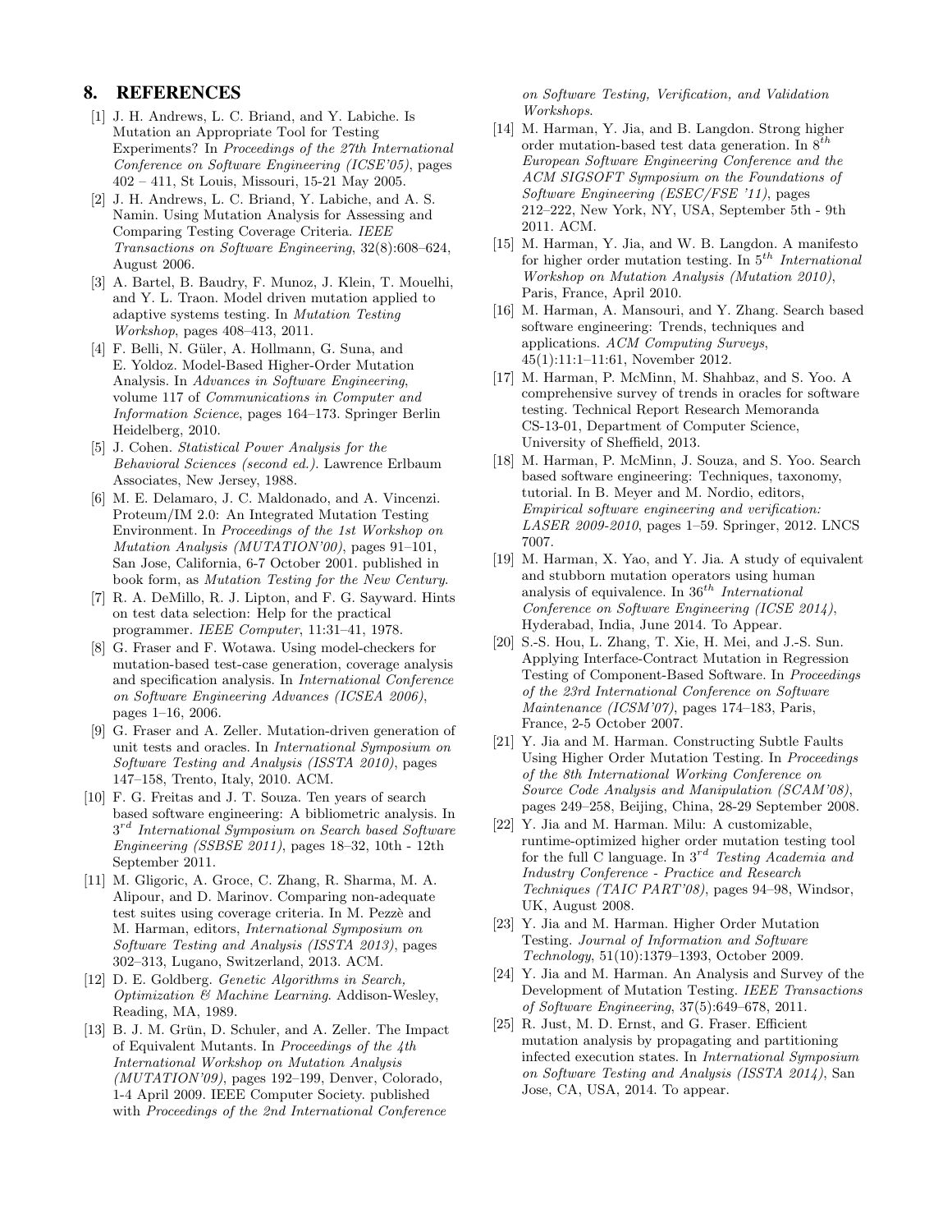## 8. REFERENCES

[1] J. H. Andrews, L. C. Briand, and Y. Labiche. Is Mutation an Appropriate Tool for Testing Experiments? In *Proceedings of the 27th International Conference on Software Engineering (ICSE'05)*, pages 402 – 411, St Louis, Missouri, 15-21 May 2005.

[2] J. H. Andrews, L. C. Briand, Y. Labiche, and A. S. Namin. Using Mutation Analysis for Assessing and Comparing Testing Coverage Criteria. *IEEE Transactions on Software Engineering*, 32(8):608–624, August 2006.

[3] A. Bartel, B. Baudry, F. Munoz, J. Klein, T. Mouelhi, and Y. L. Traon. Model driven mutation applied to adaptive systems testing. In *Mutation Testing Workshop*, pages 408–413, 2011.

[4] F. Belli, N. Güler, A. Hollmann, G. Suna, and E. Yoldoz. Model-Based Higher-Order Mutation Analysis. In *Advances in Software Engineering*, volume 117 of *Communications in Computer and Information Science*, pages 164–173. Springer Berlin Heidelberg, 2010.

[5] J. Cohen. *Statistical Power Analysis for the Behavioral Sciences (second ed.)*. Lawrence Erlbaum Associates, New Jersey, 1988.

[6] M. E. Delamaro, J. C. Maldonado, and A. Vincenzi. Proteum/IM 2.0: An Integrated Mutation Testing Environment. In *Proceedings of the 1st Workshop on Mutation Analysis (MUTATION'00)*, pages 91–101, San Jose, California, 6-7 October 2001. published in book form, as *Mutation Testing for the New Century*.

[7] R. A. DeMillo, R. J. Lipton, and F. G. Sayward. Hints on test data selection: Help for the practical programmer. *IEEE Computer*, 11:31–41, 1978.

[8] G. Fraser and F. Wotawa. Using model-checkers for mutation-based test-case generation, coverage analysis and specification analysis. In *International Conference on Software Engineering Advances (ICSEA 2006)*, pages 1–16, 2006.

[9] G. Fraser and A. Zeller. Mutation-driven generation of unit tests and oracles. In *International Symposium on Software Testing and Analysis (ISSTA 2010)*, pages 147–158, Trento, Italy, 2010. ACM.

[10] F. G. Freitas and J. T. Souza. Ten years of search based software engineering: A bibliometric analysis. In $3^{rd}$ *International Symposium on Search based Software Engineering (SSBSE 2011)*, pages 18–32, 10th - 12th September 2011.

[11] M. Gligoric, A. Groce, C. Zhang, R. Sharma, M. A. Alipour, and D. Marinov. Comparing non-adequate test suites using coverage criteria. In M. Pezzè and M. Harman, editors, *International Symposium on Software Testing and Analysis (ISSTA 2013)*, pages 302–313, Lugano, Switzerland, 2013. ACM.

[12] D. E. Goldberg. *Genetic Algorithms in Search, Optimization & Machine Learning*. Addison-Wesley, Reading, MA, 1989.

[13] B. J. M. Grün, D. Schuler, and A. Zeller. The Impact of Equivalent Mutants. In *Proceedings of the 4th International Workshop on Mutation Analysis (MUTATION'09)*, pages 192–199, Denver, Colorado, 1-4 April 2009. IEEE Computer Society. published with *Proceedings of the 2nd International Conference on Software Testing, Verification, and Validation Workshops*.

[14] M. Harman, Y. Jia, and B. Langdon. Strong higher order mutation-based test data generation. In $8^{th}$ *European Software Engineering Conference and the ACM SIGSOFT Symposium on the Foundations of Software Engineering (ESEC/FSE '11)*, pages 212–222, New York, NY, USA, September 5th - 9th 2011. ACM.

[15] M. Harman, Y. Jia, and W. B. Langdon. A manifesto for higher order mutation testing. In $5^{th}$ *International Workshop on Mutation Analysis (Mutation 2010)*, Paris, France, April 2010.

[16] M. Harman, A. Mansouri, and Y. Zhang. Search based software engineering: Trends, techniques and applications. *ACM Computing Surveys*, 45(1):11:1–11:61, November 2012.

[17] M. Harman, P. McMinn, M. Shahbaz, and S. Yoo. A comprehensive survey of trends in oracles for software testing. Technical Report Research Memoranda CS-13-01, Department of Computer Science, University of Sheffield, 2013.

[18] M. Harman, P. McMinn, J. Souza, and S. Yoo. Search based software engineering: Techniques, taxonomy, tutorial. In B. Meyer and M. Nordio, editors, *Empirical software engineering and verification: LASER 2009-2010*, pages 1–59. Springer, 2012. LNCS 7007.

[19] M. Harman, X. Yao, and Y. Jia. A study of equivalent and stubborn mutation operators using human analysis of equivalence. In $36^{th}$ *International Conference on Software Engineering (ICSE 2014)*, Hyderabad, India, June 2014. To Appear.

[20] S.-S. Hou, L. Zhang, T. Xie, H. Mei, and J.-S. Sun. Applying Interface-Contract Mutation in Regression Testing of Component-Based Software. In *Proceedings of the 23rd International Conference on Software Maintenance (ICSM'07)*, pages 174–183, Paris, France, 2-5 October 2007.

[21] Y. Jia and M. Harman. Constructing Subtle Faults Using Higher Order Mutation Testing. In *Proceedings of the 8th International Working Conference on Source Code Analysis and Manipulation (SCAM'08)*, pages 249–258, Beijing, China, 28-29 September 2008.

[22] Y. Jia and M. Harman. Milu: A customizable, runtime-optimized higher order mutation testing tool for the full C language. In $3^{rd}$ *Testing Academia and Industry Conference - Practice and Research Techniques (TAIC PART'08)*, pages 94–98, Windsor, UK, August 2008.

[23] Y. Jia and M. Harman. Higher Order Mutation Testing. *Journal of Information and Software Technology*, 51(10):1379–1393, October 2009.

[24] Y. Jia and M. Harman. An Analysis and Survey of the Development of Mutation Testing. *IEEE Transactions of Software Engineering*, 37(5):649–678, 2011.

[25] R. Just, M. D. Ernst, and G. Fraser. Efficient mutation analysis by propagating and partitioning infected execution states. In *International Symposium on Software Testing and Analysis (ISSTA 2014)*, San Jose, CA, USA, 2014. To appear.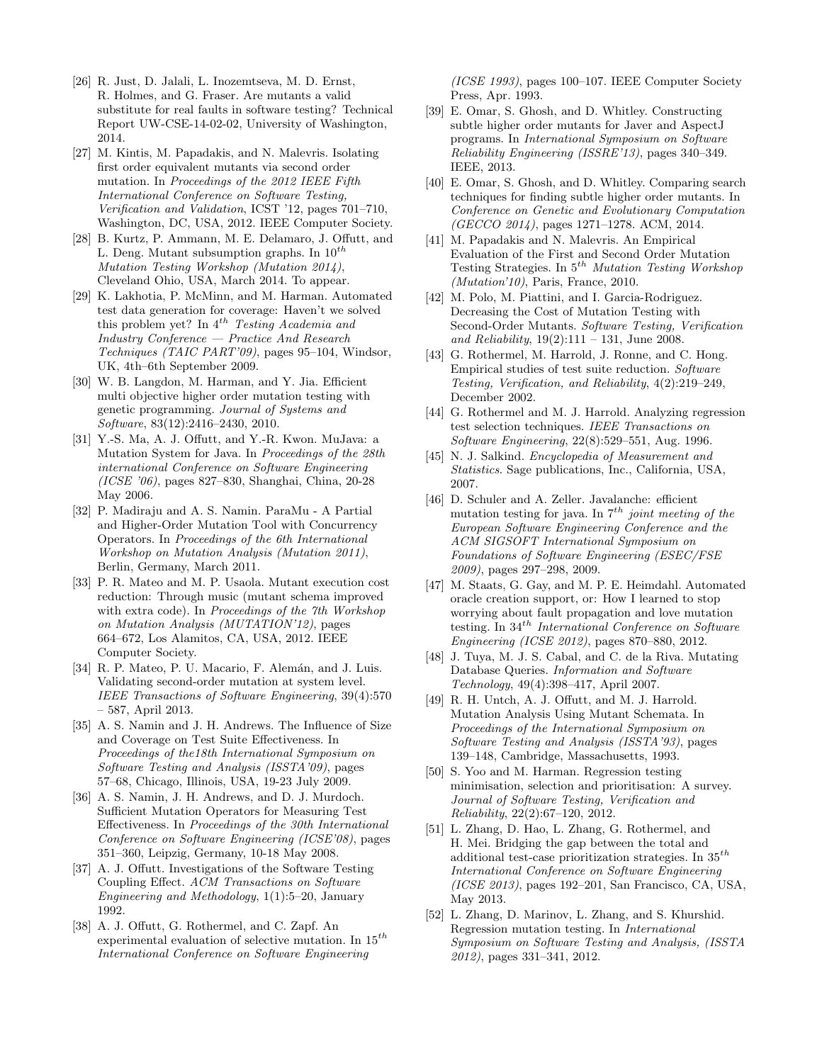[26] R. Just, D. Jalali, L. Inozemtseva, M. D. Ernst, R. Holmes, and G. Fraser. Are mutants a valid substitute for real faults in software testing? Technical Report UW-CSE-14-02-02, University of Washington, 2014.

[27] M. Kintis, M. Papadakis, and N. Malevris. Isolating first order equivalent mutants via second order mutation. In *Proceedings of the 2012 IEEE Fifth International Conference on Software Testing, Verification and Validation*, ICST '12, pages 701–710, Washington, DC, USA, 2012. IEEE Computer Society.

[28] B. Kurtz, P. Ammann, M. E. Delamaro, J. Offutt, and L. Deng. Mutant subsumption graphs. In $10^{th}$ *Mutation Testing Workshop (Mutation 2014)*, Cleveland Ohio, USA, March 2014. To appear.

[29] K. Lakhotia, P. McMinn, and M. Harman. Automated test data generation for coverage: Haven't we solved this problem yet? In $4^{th}$ *Testing Academia and Industry Conference — Practice And Research Techniques (TAIC PART'09)*, pages 95–104, Windsor, UK, 4th–6th September 2009.

[30] W. B. Langdon, M. Harman, and Y. Jia. Efficient multi objective higher order mutation testing with genetic programming. *Journal of Systems and Software*, 83(12):2416–2430, 2010.

[31] Y.-S. Ma, A. J. Offutt, and Y.-R. Kwon. MuJava: a Mutation System for Java. In *Proceedings of the 28th international Conference on Software Engineering (ICSE '06)*, pages 827–830, Shanghai, China, 20-28 May 2006.

[32] P. Madiraju and A. S. Namin. ParaMu - A Partial and Higher-Order Mutation Tool with Concurrency Operators. In *Proceedings of the 6th International Workshop on Mutation Analysis (Mutation 2011)*, Berlin, Germany, March 2011.

[33] P. R. Mateo and M. P. Usaola. Mutant execution cost reduction: Through music (mutant schema improved with extra code). In *Proceedings of the 7th Workshop on Mutation Analysis (MUTATION'12)*, pages 664–672, Los Alamitos, CA, USA, 2012. IEEE Computer Society.

[34] R. P. Mateo, P. U. Macario, F. Alemán, and J. Luis. Validating second-order mutation at system level. *IEEE Transactions of Software Engineering*, 39(4):570 – 587, April 2013.

[35] A. S. Namin and J. H. Andrews. The Influence of Size and Coverage on Test Suite Effectiveness. In *Proceedings of the18th International Symposium on Software Testing and Analysis (ISSTA'09)*, pages 57–68, Chicago, Illinois, USA, 19-23 July 2009.

[36] A. S. Namin, J. H. Andrews, and D. J. Murdoch. Sufficient Mutation Operators for Measuring Test Effectiveness. In *Proceedings of the 30th International Conference on Software Engineering (ICSE'08)*, pages 351–360, Leipzig, Germany, 10-18 May 2008.

[37] A. J. Offutt. Investigations of the Software Testing Coupling Effect. *ACM Transactions on Software Engineering and Methodology*, 1(1):5–20, January 1992.

[38] A. J. Offutt, G. Rothermel, and C. Zapf. An experimental evaluation of selective mutation. In $15^{th}$ *International Conference on Software Engineering (ICSE 1993)*, pages 100–107. IEEE Computer Society Press, Apr. 1993.

[39] E. Omar, S. Ghosh, and D. Whitley. Constructing subtle higher order mutants for Javer and AspectJ programs. In *International Symposium on Software Reliability Engineering (ISSRE'13)*, pages 340–349. IEEE, 2013.

[40] E. Omar, S. Ghosh, and D. Whitley. Comparing search techniques for finding subtle higher order mutants. In *Conference on Genetic and Evolutionary Computation (GECCO 2014)*, pages 1271–1278. ACM, 2014.

[41] M. Papadakis and N. Malevris. An Empirical Evaluation of the First and Second Order Mutation Testing Strategies. In $5^{th}$ *Mutation Testing Workshop (Mutation'10)*, Paris, France, 2010.

[42] M. Polo, M. Piattini, and I. Garcia-Rodriguez. Decreasing the Cost of Mutation Testing with Second-Order Mutants. *Software Testing, Verification and Reliability*, 19(2):111 – 131, June 2008.

[43] G. Rothermel, M. Harrold, J. Ronne, and C. Hong. Empirical studies of test suite reduction. *Software Testing, Verification, and Reliability*, 4(2):219–249, December 2002.

[44] G. Rothermel and M. J. Harrold. Analyzing regression test selection techniques. *IEEE Transactions on Software Engineering*, 22(8):529–551, Aug. 1996.

[45] N. J. Salkind. *Encyclopedia of Measurement and Statistics*. Sage publications, Inc., California, USA, 2007.

[46] D. Schuler and A. Zeller. Javalanche: efficient mutation testing for java. In $7^{th}$ *joint meeting of the European Software Engineering Conference and the ACM SIGSOFT International Symposium on Foundations of Software Engineering (ESEC/FSE 2009)*, pages 297–298, 2009.

[47] M. Staats, G. Gay, and M. P. E. Heimdahl. Automated oracle creation support, or: How I learned to stop worrying about fault propagation and love mutation testing. In $34^{th}$ *International Conference on Software Engineering (ICSE 2012)*, pages 870–880, 2012.

[48] J. Tuya, M. J. S. Cabal, and C. de la Riva. Mutating Database Queries. *Information and Software Technology*, 49(4):398–417, April 2007.

[49] R. H. Untch, A. J. Offutt, and M. J. Harrold. Mutation Analysis Using Mutant Schemata. In *Proceedings of the International Symposium on Software Testing and Analysis (ISSTA'93)*, pages 139–148, Cambridge, Massachusetts, 1993.

[50] S. Yoo and M. Harman. Regression testing minimisation, selection and prioritisation: A survey. *Journal of Software Testing, Verification and Reliability*, 22(2):67–120, 2012.

[51] L. Zhang, D. Hao, L. Zhang, G. Rothermel, and H. Mei. Bridging the gap between the total and additional test-case prioritization strategies. In $35^{th}$ *International Conference on Software Engineering (ICSE 2013)*, pages 192–201, San Francisco, CA, USA, May 2013.

[52] L. Zhang, D. Marinov, L. Zhang, and S. Khurshid. Regression mutation testing. In *International Symposium on Software Testing and Analysis, (ISSTA 2012)*, pages 331–341, 2012.